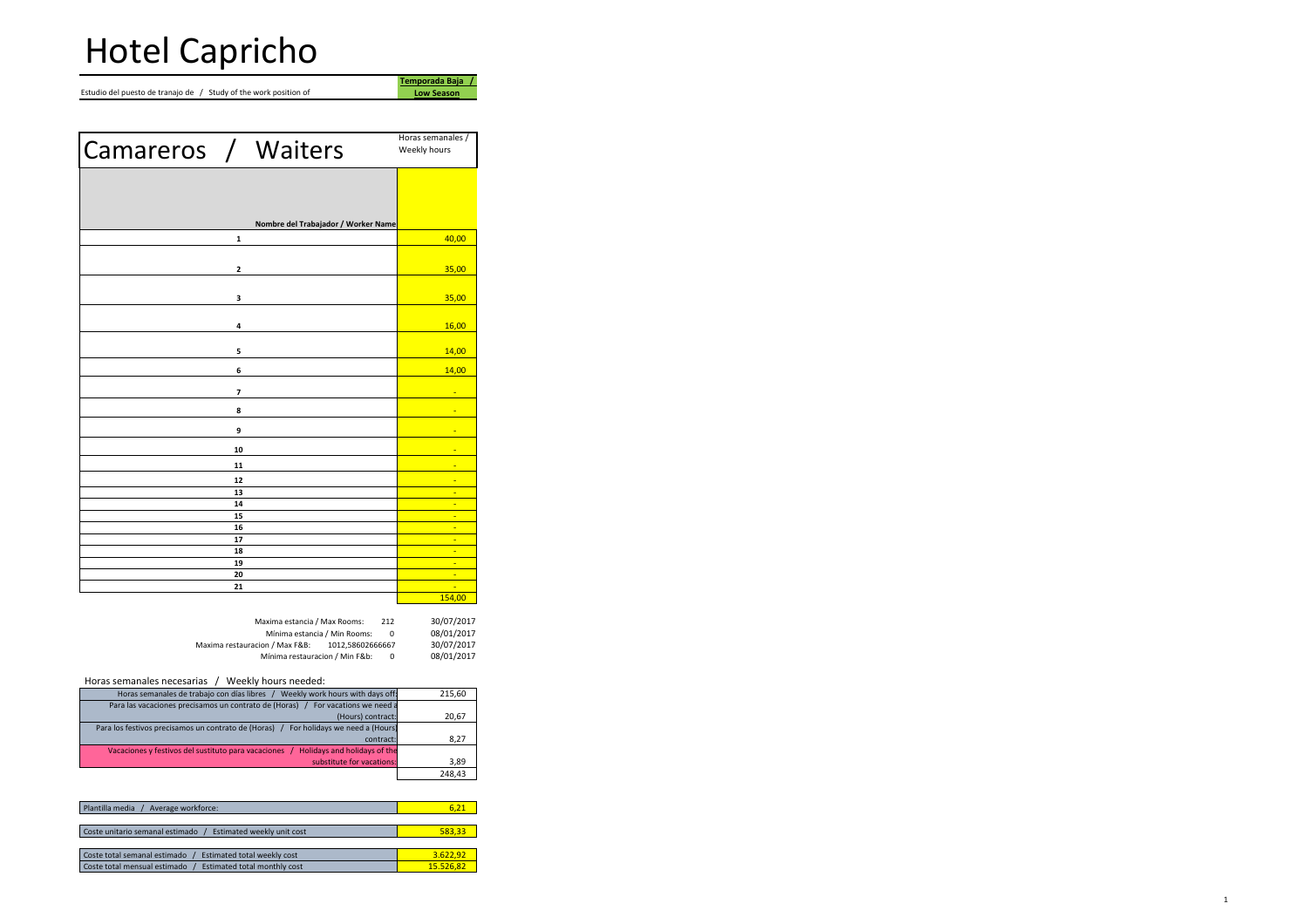# Hotel Capricho

Estudio del puesto de tranajo de / Study of the work position of **Temporada Baja / Low Season**

## Camareros / Waiters

| Nombre del Trabajador / Worker Name | Horas semanales / Weekly hours |
|---|---|
| **1** | 40,00 |
| **2** | 35,00 |
| **3** | 35,00 |
| **4** | 16,00 |
| **5** | 14,00 |
| **6** | 14,00 |
| **7** | - |
| **8** | - |
| **9** | - |
| **10** | - |
| **11** | - |
| **12** | - |
| **13** | - |
| **14** | - |
| **15** | - |
| **16** | - |
| **17** | - |
| **18** | - |
| **19** | - |
| **20** | - |
| **21** | - |
| | 154,00 |

| | | |
|---|---|---|
| Maxima estancia / Max Rooms: | 212 | 30/07/2017 |
| Mínima estancia / Min Rooms: | 0 | 08/01/2017 |
| Maxima restauracion / Max F&B: | 1012,58602666667 | 30/07/2017 |
| Mínima restauracion / Min F&b: | 0 | 08/01/2017 |

Horas semanales necesarias / Weekly hours needed:

| | |
|---|---|
| Horas semanales de trabajo con días libres / Weekly work hours with days off: | 215,60 |
| Para las vacaciones precisamos un contrato de (Horas) / For vacations we need a (Hours) contract: | 20,67 |
| Para los festivos precisamos un contrato de (Horas) / For holidays we need a (Hours) contract: | 8,27 |
| Vacaciones y festivos del sustituto para vacaciones / Holidays and holidays of the substitute for vacations: | 3,89 |
| | 248,43 |

| | |
|---|---|
| Plantilla media / Average workforce: | 6,21 |
| Coste unitario semanal estimado / Estimated weekly unit cost | 583,33 |
| Coste total semanal estimado / Estimated total weekly cost | 3.622,92 |
| Coste total mensual estimado / Estimated total monthly cost | 15.526,82 |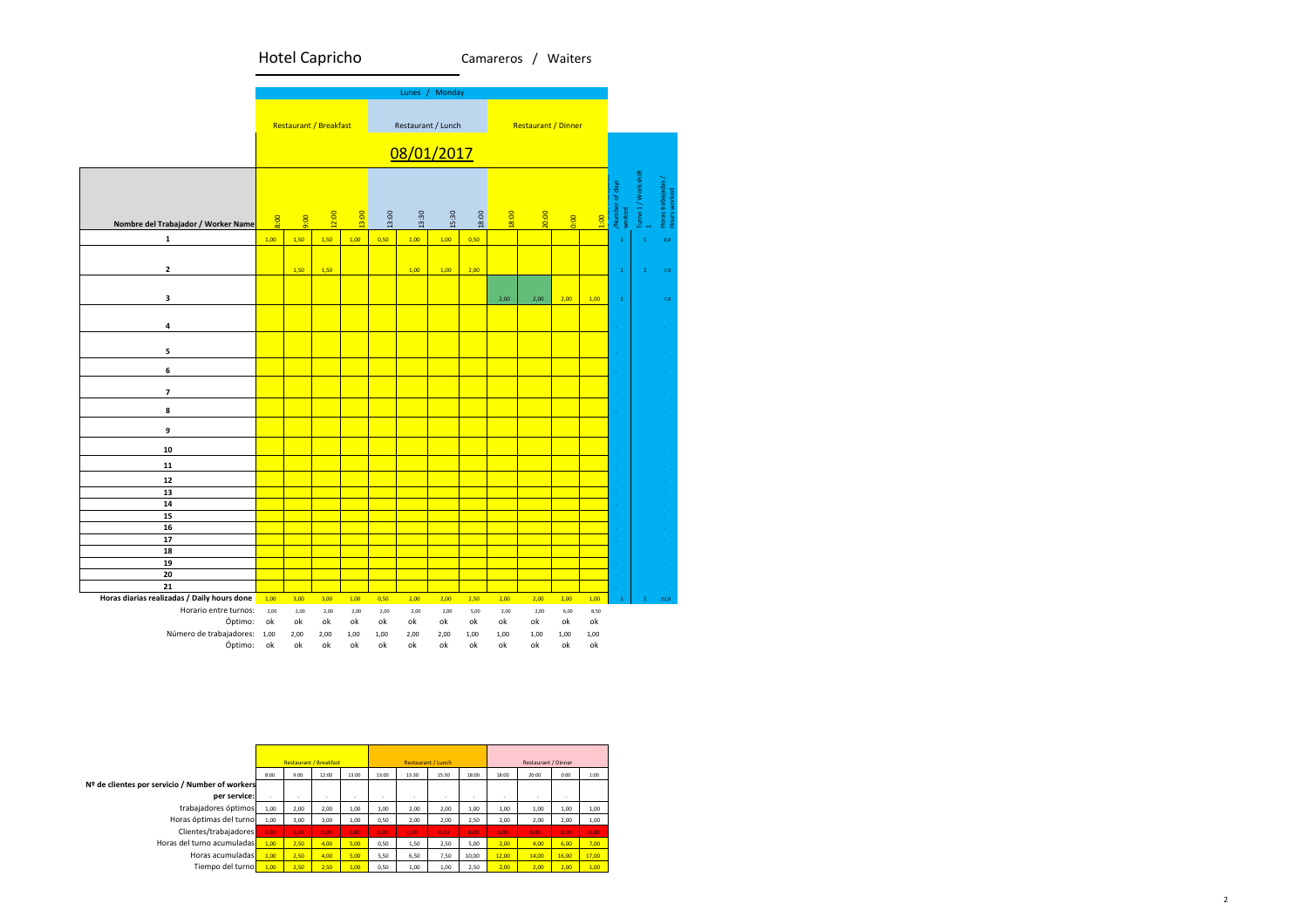# Hotel Capricho

Camareros / Waiters

| | Lunes / Monday | | | | | | | | | | | | | | |
|---|---|---|---|---|---|---|---|---|---|---|---|---|---|---|---|
| | Restaurant / Breakfast | | | | Restaurant / Lunch | | | | Restaurant / Dinner | | | | | | |
| | 08/01/2017 | | | | | | | | | | | | | | |
| Nombre del Trabajador / Worker Name | 8:00 | 9:00 | 12:00 | 13:00 | 13:00 | 13:30 | 15:30 | 18:00 | 18:00 | 20:00 | 0:00 | 1:00 | /Number of days worked | Turno 1 / Work shift 1 | Horas trabajadas / Hours worked |
| 1 | 1,00 | 1,50 | 1,50 | 1,00 | 0,50 | 1,00 | 1,00 | 0,50 | | | | | 1 | 1 | 8,0 |
| 2 | | 1,50 | 1,50 | | | 1,00 | 1,00 | 2,00 | | | | | 1 | 1 | 7,0 |
| 3 | | | | | | | | | 2,00 | 2,00 | 2,00 | 1,00 | 1 | | 7,0 |
| 4 | | | | | | | | | | | | | - | | - |
| 5 | | | | | | | | | | | | | - | | - |
| 6 | | | | | | | | | | | | | - | | - |
| 7 | | | | | | | | | | | | | - | | - |
| 8 | | | | | | | | | | | | | - | | - |
| 9 | | | | | | | | | | | | | - | | - |
| 10 | | | | | | | | | | | | | - | | - |
| 11 | | | | | | | | | | | | | - | | - |
| 12 | | | | | | | | | | | | | - | | - |
| 13 | | | | | | | | | | | | | - | | - |
| 14 | | | | | | | | | | | | | - | | - |
| 15 | | | | | | | | | | | | | - | | - |
| 16 | | | | | | | | | | | | | - | | - |
| 17 | | | | | | | | | | | | | - | | - |
| 18 | | | | | | | | | | | | | - | | - |
| 19 | | | | | | | | | | | | | - | | - |
| 20 | | | | | | | | | | | | | - | | - |
| 21 | | | | | | | | | | | | | - | | - |
| Horas diarias realizadas / Daily hours done | 1,00 | 3,00 | 3,00 | 1,00 | 0,50 | 2,00 | 2,00 | 2,50 | 2,00 | 2,00 | 2,00 | 1,00 | 1 | 1 | 22,0 |
| Horario entre turnos: | 2,00 | 2,00 | 2,00 | 2,00 | 2,00 | 2,00 | 2,00 | 5,00 | 2,00 | 2,00 | 6,00 | 8,50 | | | |
| Óptimo: | ok | ok | ok | ok | ok | ok | ok | ok | ok | ok | ok | ok | | | |
| Número de trabajadores: | 1,00 | 2,00 | 2,00 | 1,00 | 1,00 | 2,00 | 2,00 | 1,00 | 1,00 | 1,00 | 1,00 | 1,00 | | | |
| Óptimo: | ok | ok | ok | ok | ok | ok | ok | ok | ok | ok | ok | ok | | | |

| | Restaurant / Breakfast | | | | Restaurant / Lunch | | | | Restaurant / Dinner | | | |
|---|---|---|---|---|---|---|---|---|---|---|---|---|
| | 8:00 | 9:00 | 12:00 | 13:00 | 13:00 | 13:30 | 15:30 | 18:00 | 18:00 | 20:00 | 0:00 | 1:00 |
| Nº de clientes por servicio / Number of workers per service: | - | - | - | - | - | - | - | - | - | - | - | |
| trabajadores óptimos | 1,00 | 2,00 | 2,00 | 1,00 | 1,00 | 2,00 | 2,00 | 1,00 | 1,00 | 1,00 | 1,00 | 1,00 |
| Horas óptimas del turno | 1,00 | 3,00 | 3,00 | 1,00 | 0,50 | 2,00 | 2,00 | 2,50 | 2,00 | 2,00 | 2,00 | 1,00 |
| Clientes/trabajadores | 0,00 | 0,00 | 0,00 | 0,00 | 0,00 | 0,00 | 0,00 | 0,00 | 0,00 | 0,00 | 0,00 | 0,00 |
| Horas del turno acumuladas | 1,00 | 2,50 | 4,00 | 5,00 | 0,50 | 1,50 | 2,50 | 5,00 | 2,00 | 4,00 | 6,00 | 7,00 |
| Horas acumuladas | 1,00 | 2,50 | 4,00 | 5,00 | 5,50 | 6,50 | 7,50 | 10,00 | 12,00 | 14,00 | 16,00 | 17,00 |
| Tiempo del turno | 1,00 | 2,50 | 2,50 | 1,00 | 0,50 | 1,00 | 1,00 | 2,50 | 2,00 | 2,00 | 2,00 | 1,00 |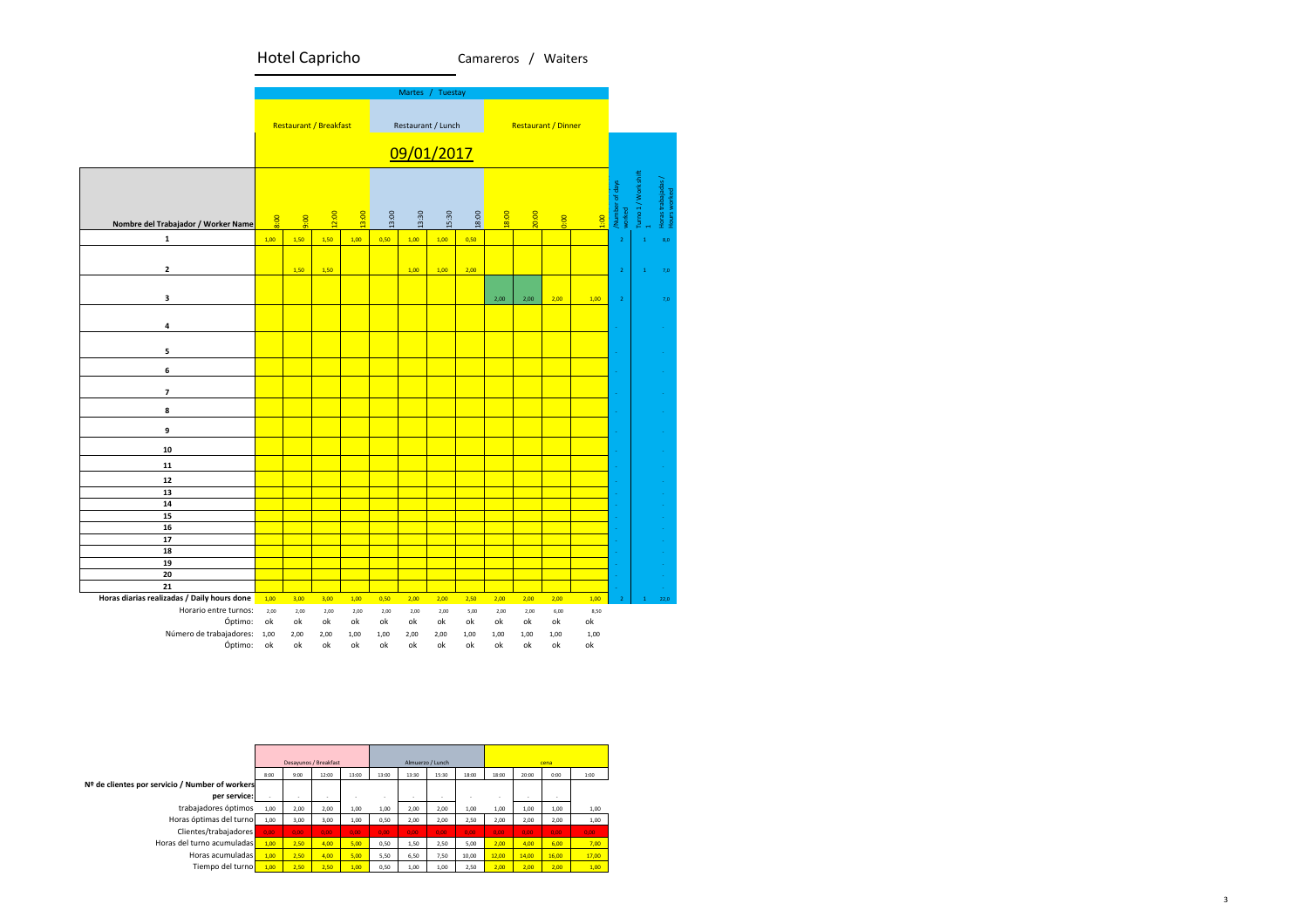# Hotel Capricho

Camareros / Waiters

| | Martes / Tuestay | | | | | | | | | | | | | | |
|---|---|---|---|---|---|---|---|---|---|---|---|---|---|---|---|
| | Restaurant / Breakfast | | | | Restaurant / Lunch | | | | Restaurant / Dinner | | | | | | |
| | 09/01/2017 | | | | | | | | | | | | | | |
| **Nombre del Trabajador / Worker Name** | 8:00 | 9:00 | 12:00 | 13:00 | 13:00 | 13:30 | 15:30 | 18:00 | 18:00 | 20:00 | 0:00 | 1:00 | /Number of days worked | Turno 1 / Work shift 1 | Horas trabajadas / Hours worked |
| **1** | 1,00 | 1,50 | 1,50 | 1,00 | 0,50 | 1,00 | 1,00 | 0,50 | | | | | 2 | 1 | 8,0 |
| **2** | | 1,50 | 1,50 | | | 1,00 | 1,00 | 2,00 | | | | | 2 | 1 | 7,0 |
| **3** | | | | | | | | | 2,00 | 2,00 | 2,00 | 1,00 | 2 | | 7,0 |
| **4** | | | | | | | | | | | | | - | | - |
| **5** | | | | | | | | | | | | | - | | - |
| **6** | | | | | | | | | | | | | - | | - |
| **7** | | | | | | | | | | | | | - | | - |
| **8** | | | | | | | | | | | | | - | | - |
| **9** | | | | | | | | | | | | | - | | - |
| **10** | | | | | | | | | | | | | - | | - |
| **11** | | | | | | | | | | | | | - | | - |
| **12** | | | | | | | | | | | | | - | | - |
| **13** | | | | | | | | | | | | | - | | - |
| **14** | | | | | | | | | | | | | - | | - |
| **15** | | | | | | | | | | | | | - | | - |
| **16** | | | | | | | | | | | | | - | | - |
| **17** | | | | | | | | | | | | | - | | - |
| **18** | | | | | | | | | | | | | - | | - |
| **19** | | | | | | | | | | | | | - | | - |
| **20** | | | | | | | | | | | | | - | | - |
| **21** | | | | | | | | | | | | | - | | - |
| **Horas diarias realizadas / Daily hours done** | 1,00 | 3,00 | 3,00 | 1,00 | 0,50 | 2,00 | 2,00 | 2,50 | 2,00 | 2,00 | 2,00 | 1,00 | 2 | 1 | 22,0 |
| Horario entre turnos: | 2,00 | 2,00 | 2,00 | 2,00 | 2,00 | 2,00 | 2,00 | 5,00 | 2,00 | 2,00 | 6,00 | 8,50 | | | |
| Óptimo: | ok | ok | ok | ok | ok | ok | ok | ok | ok | ok | ok | ok | | | |
| Número de trabajadores: | 1,00 | 2,00 | 2,00 | 1,00 | 1,00 | 2,00 | 2,00 | 1,00 | 1,00 | 1,00 | 1,00 | 1,00 | | | |
| Óptimo: | ok | ok | ok | ok | ok | ok | ok | ok | ok | ok | ok | ok | | | |

| | Desayunos / Breakfast | | | | Almuerzo / Lunch | | | | cena | | | |
|---|---|---|---|---|---|---|---|---|---|---|---|---|
| | 8:00 | 9:00 | 12:00 | 13:00 | 13:00 | 13:30 | 15:30 | 18:00 | 18:00 | 20:00 | 0:00 | 1:00 |
| **Nº de clientes por servicio / Number of workers per service:** | - | - | - | - | - | - | - | - | - | - | - | |
| trabajadores óptimos | 1,00 | 2,00 | 2,00 | 1,00 | 1,00 | 2,00 | 2,00 | 1,00 | 1,00 | 1,00 | 1,00 | 1,00 |
| Horas óptimas del turno | 1,00 | 3,00 | 3,00 | 1,00 | 0,50 | 2,00 | 2,00 | 2,50 | 2,00 | 2,00 | 2,00 | 1,00 |
| Clientes/trabajadores | 0,00 | 0,00 | 0,00 | 0,00 | 0,00 | 0,00 | 0,00 | 0,00 | 0,00 | 0,00 | 0,00 | 0,00 |
| Horas del turno acumuladas | 1,00 | 2,50 | 4,00 | 5,00 | 0,50 | 1,50 | 2,50 | 5,00 | 2,00 | 4,00 | 6,00 | 7,00 |
| Horas acumuladas | 1,00 | 2,50 | 4,00 | 5,00 | 5,50 | 6,50 | 7,50 | 10,00 | 12,00 | 14,00 | 16,00 | 17,00 |
| Tiempo del turno | 1,00 | 2,50 | 2,50 | 1,00 | 0,50 | 1,00 | 1,00 | 2,50 | 2,00 | 2,00 | 2,00 | 1,00 |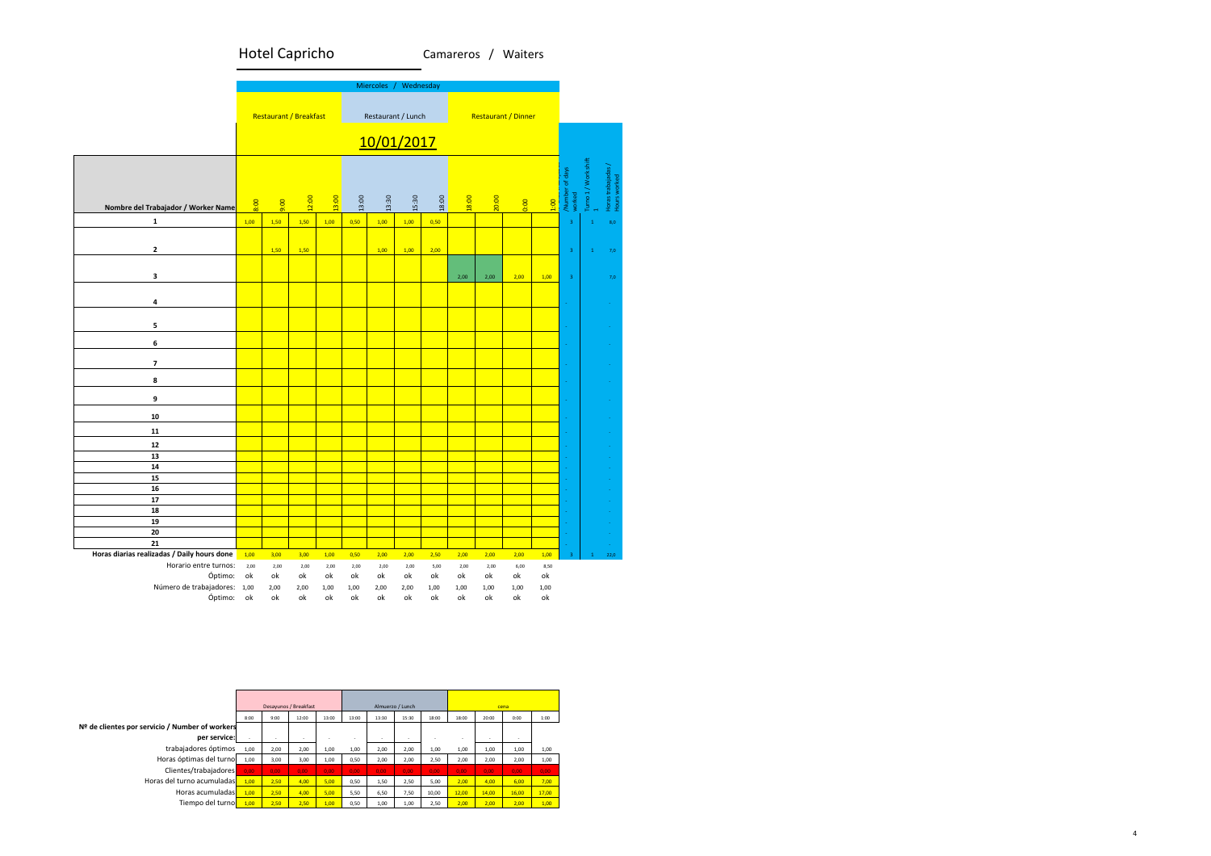# Hotel Capricho

Camareros / Waiters

| | Miercoles / Wednesday | | | | | | | | | | | | | | |
|---|---|---|---|---|---|---|---|---|---|---|---|---|---|---|---|
| | Restaurant / Breakfast | | | | Restaurant / Lunch | | | | Restaurant / Dinner | | | | | | |
| | 10/01/2017 | | | | | | | | | | | | | | |
| Nombre del Trabajador / Worker Name | 8:00 | 9:00 | 12:00 | 13:00 | 13:00 | 13:30 | 15:30 | 18:00 | 18:00 | 20:00 | 0:00 | 1:00 | Number of days worked | Turno 1 / Work shift 1 | Horas trabajadas / Hours worked |
| 1 | 1,00 | 1,50 | 1,50 | 1,00 | 0,50 | 1,00 | 1,00 | 0,50 | | | | | 3 | 1 | 8,0 |
| 2 | | 1,50 | 1,50 | | | 1,00 | 1,00 | 2,00 | | | | | 3 | 1 | 7,0 |
| 3 | | | | | | | | | 2,00 | 2,00 | 2,00 | 1,00 | 3 | | 7,0 |
| 4 | | | | | | | | | | | | | - | | - |
| 5 | | | | | | | | | | | | | - | | - |
| 6 | | | | | | | | | | | | | - | | - |
| 7 | | | | | | | | | | | | | - | | - |
| 8 | | | | | | | | | | | | | - | | - |
| 9 | | | | | | | | | | | | | - | | - |
| 10 | | | | | | | | | | | | | - | | - |
| 11 | | | | | | | | | | | | | - | | - |
| 12 | | | | | | | | | | | | | - | | - |
| 13 | | | | | | | | | | | | | - | | - |
| 14 | | | | | | | | | | | | | - | | - |
| 15 | | | | | | | | | | | | | - | | - |
| 16 | | | | | | | | | | | | | - | | - |
| 17 | | | | | | | | | | | | | - | | - |
| 18 | | | | | | | | | | | | | - | | - |
| 19 | | | | | | | | | | | | | - | | - |
| 20 | | | | | | | | | | | | | - | | - |
| 21 | | | | | | | | | | | | | - | | - |
| Horas diarias realizadas / Daily hours done | 1,00 | 3,00 | 3,00 | 1,00 | 0,50 | 2,00 | 2,00 | 2,50 | 2,00 | 2,00 | 2,00 | 1,00 | 3 | 1 | 22,0 |
| Horario entre turnos: | 2,00 | 2,00 | 2,00 | 2,00 | 2,00 | 2,00 | 2,00 | 5,00 | 2,00 | 2,00 | 6,00 | 8,50 | | | |
| Óptimo: | ok | ok | ok | ok | ok | ok | ok | ok | ok | ok | ok | ok | | | |
| Número de trabajadores: | 1,00 | 2,00 | 2,00 | 1,00 | 1,00 | 2,00 | 2,00 | 1,00 | 1,00 | 1,00 | 1,00 | 1,00 | | | |
| Óptimo: | ok | ok | ok | ok | ok | ok | ok | ok | ok | ok | ok | ok | | | |

| | Desayunos / Breakfast | | | | Almuerzo / Lunch | | | | cena | | | |
|---|---|---|---|---|---|---|---|---|---|---|---|---|
| | 8:00 | 9:00 | 12:00 | 13:00 | 13:00 | 13:30 | 15:30 | 18:00 | 18:00 | 20:00 | 0:00 | 1:00 |
| Nº de clientes por servicio / Number of workers per service: | - | - | - | - | - | - | - | - | - | - | - | |
| trabajadores óptimos | 1,00 | 2,00 | 2,00 | 1,00 | 1,00 | 2,00 | 2,00 | 1,00 | 1,00 | 1,00 | 1,00 | 1,00 |
| Horas óptimas del turno | 1,00 | 3,00 | 3,00 | 1,00 | 0,50 | 2,00 | 2,00 | 2,50 | 2,00 | 2,00 | 2,00 | 1,00 |
| Clientes/trabajadores | 0,00 | 0,00 | 0,00 | 0,00 | 0,00 | 0,00 | 0,00 | 0,00 | 0,00 | 0,00 | 0,00 | 0,00 |
| Horas del turno acumuladas | 1,00 | 2,50 | 4,00 | 5,00 | 0,50 | 1,50 | 2,50 | 5,00 | 2,00 | 4,00 | 6,00 | 7,00 |
| Horas acumuladas | 1,00 | 2,50 | 4,00 | 5,00 | 5,50 | 6,50 | 7,50 | 10,00 | 12,00 | 14,00 | 16,00 | 17,00 |
| Tiempo del turno | 1,00 | 2,50 | 2,50 | 1,00 | 0,50 | 1,00 | 1,00 | 2,50 | 2,00 | 2,00 | 2,00 | 1,00 |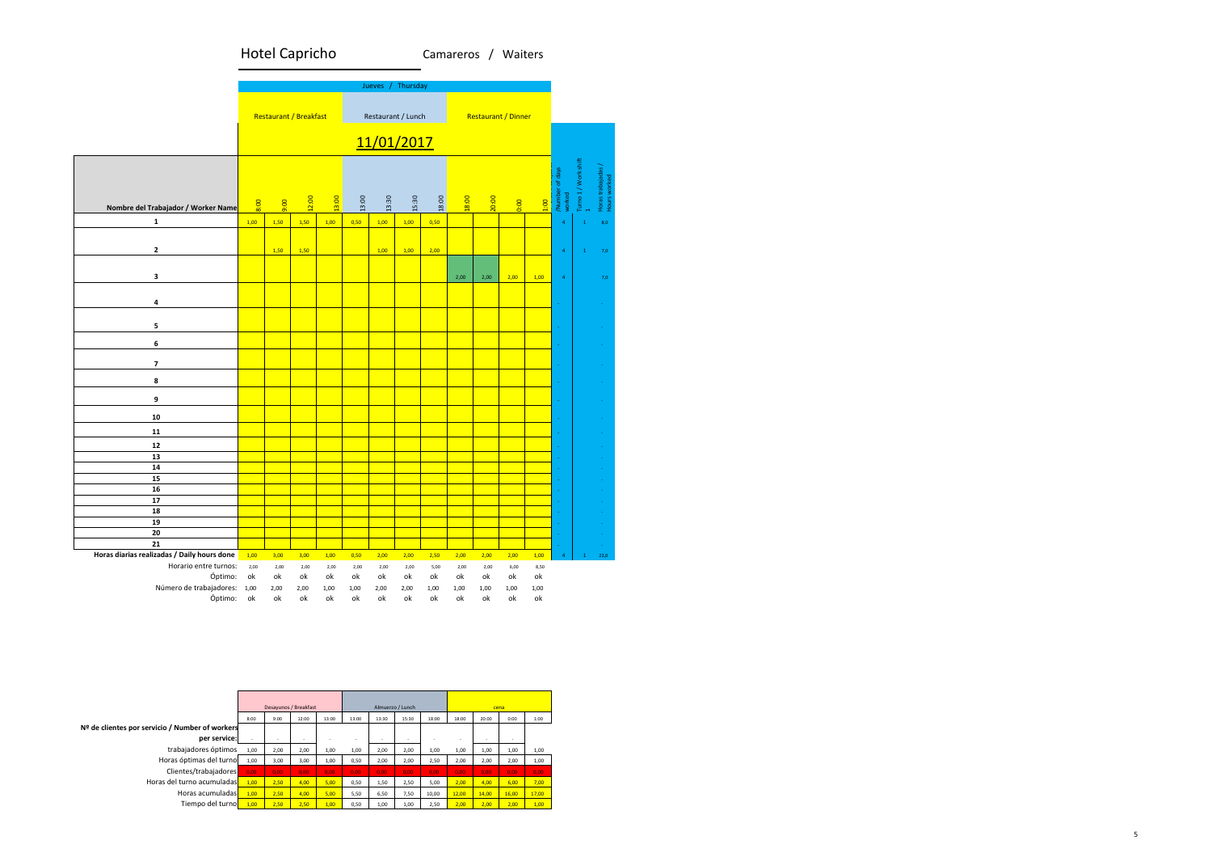# Hotel Capricho

Camareros / Waiters

| Nombre del Trabajador / Worker Name | Jueves / Thursday — 11/01/2017 | | | | | | | | | | | | Number of days worked | Turno 1 / Work shift 1 | Horas trabajadas / Hours worked |
|---|---|---|---|---|---|---|---|---|---|---|---|---|---|---|---|
| | Restaurant / Breakfast | | | | Restaurant / Lunch | | | | Restaurant / Dinner | | | | | | |
| | 8:00 | 9:00 | 12:00 | 13:00 | 13:00 | 13:30 | 15:30 | 18:00 | 18:00 | 20:00 | 0:00 | 1:00 | | | |
| 1 | 1,00 | 1,50 | 1,50 | 1,00 | 0,50 | 1,00 | 1,00 | 0,50 | | | | | 4 | 1 | 8,0 |
| 2 | | 1,50 | 1,50 | | | 1,00 | 1,00 | 2,00 | | | | | 4 | 1 | 7,0 |
| 3 | | | | | | | | | 2,00 | 2,00 | 2,00 | 1,00 | 4 | | 7,0 |
| 4 | | | | | | | | | | | | | - | | - |
| 5 | | | | | | | | | | | | | - | | - |
| 6 | | | | | | | | | | | | | - | | - |
| 7 | | | | | | | | | | | | | - | | - |
| 8 | | | | | | | | | | | | | - | | - |
| 9 | | | | | | | | | | | | | - | | - |
| 10 | | | | | | | | | | | | | - | | - |
| 11 | | | | | | | | | | | | | - | | - |
| 12 | | | | | | | | | | | | | - | | - |
| 13 | | | | | | | | | | | | | - | | - |
| 14 | | | | | | | | | | | | | - | | - |
| 15 | | | | | | | | | | | | | - | | - |
| 16 | | | | | | | | | | | | | - | | - |
| 17 | | | | | | | | | | | | | - | | - |
| 18 | | | | | | | | | | | | | - | | - |
| 19 | | | | | | | | | | | | | - | | - |
| 20 | | | | | | | | | | | | | - | | - |
| 21 | | | | | | | | | | | | | - | | - |
| Horas diarias realizadas / Daily hours done | 1,00 | 3,00 | 3,00 | 1,00 | 0,50 | 2,00 | 2,00 | 2,50 | 2,00 | 2,00 | 2,00 | 1,00 | 4 | 1 | 22,0 |
| Horario entre turnos: | 2,00 | 2,00 | 2,00 | 2,00 | 2,00 | 2,00 | 2,00 | 5,00 | 2,00 | 2,00 | 6,00 | 8,50 | | | |
| Óptimo: | ok | ok | ok | ok | ok | ok | ok | ok | ok | ok | ok | ok | | | |
| Número de trabajadores: | 1,00 | 2,00 | 2,00 | 1,00 | 1,00 | 2,00 | 2,00 | 1,00 | 1,00 | 1,00 | 1,00 | 1,00 | | | |
| Óptimo: | ok | ok | ok | ok | ok | ok | ok | ok | ok | ok | ok | ok | | | |

| | Desayunos / Breakfast | | | | Almuerzo / Lunch | | | | cena | | | |
|---|---|---|---|---|---|---|---|---|---|---|---|---|
| | 8:00 | 9:00 | 12:00 | 13:00 | 13:00 | 13:30 | 15:30 | 18:00 | 18:00 | 20:00 | 0:00 | 1:00 |
| Nº de clientes por servicio / Number of workers per service: | - | - | - | - | - | - | - | - | - | - | - | |
| trabajadores óptimos | 1,00 | 2,00 | 2,00 | 1,00 | 1,00 | 2,00 | 2,00 | 1,00 | 1,00 | 1,00 | 1,00 | 1,00 |
| Horas óptimas del turno | 1,00 | 3,00 | 3,00 | 1,00 | 0,50 | 2,00 | 2,00 | 2,50 | 2,00 | 2,00 | 2,00 | 1,00 |
| Clientes/trabajadores | 0,00 | 0,00 | 0,00 | 0,00 | 0,00 | 0,00 | 0,00 | 0,00 | 0,00 | 0,00 | 0,00 | 0,00 |
| Horas del turno acumuladas | 1,00 | 2,50 | 4,00 | 5,00 | 0,50 | 1,50 | 2,50 | 5,00 | 2,00 | 4,00 | 6,00 | 7,00 |
| Horas acumuladas | 1,00 | 2,50 | 4,00 | 5,00 | 5,50 | 6,50 | 7,50 | 10,00 | 12,00 | 14,00 | 16,00 | 17,00 |
| Tiempo del turno | 1,00 | 2,50 | 2,50 | 1,00 | 0,50 | 1,00 | 1,00 | 2,50 | 2,00 | 2,00 | 2,00 | 1,00 |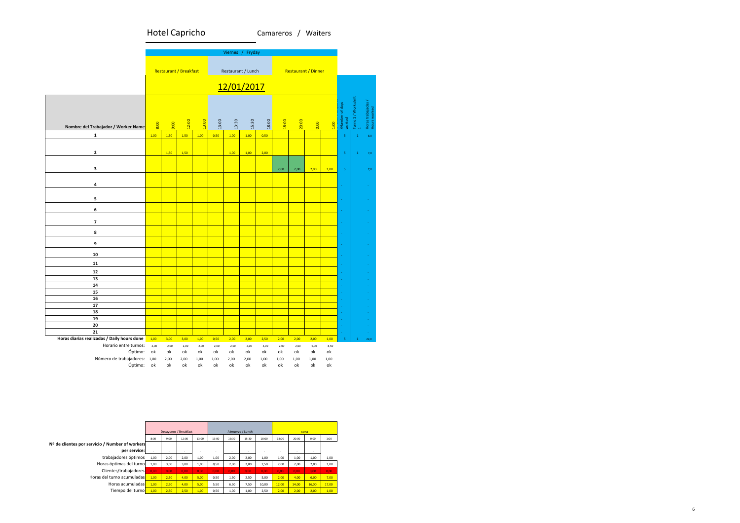# Hotel Capricho

Camareros / Waiters

| | Viernes / Fryday | | | | | | | | | | | | | | |
|---|---|---|---|---|---|---|---|---|---|---|---|---|---|---|---|
| | Restaurant / Breakfast | | | | Restaurant / Lunch | | | | Restaurant / Dinner | | | | | | |
| | 12/01/2017 | | | | | | | | | | | | | | |
| Nombre del Trabajador / Worker Name | 8:00 | 9:00 | 12:00 | 13:00 | 13:00 | 13:30 | 15:30 | 18:00 | 18:00 | 20:00 | 0:00 | 1:00 | /Number of days worked | Turno 1 / Work shift 1 | Horas trabajadas / Hours worked |
| 1 | 1,00 | 1,50 | 1,50 | 1,00 | 0,50 | 1,00 | 1,00 | 0,50 | | | | | 5 | 1 | 8,0 |
| 2 | | 1,50 | 1,50 | | | 1,00 | 1,00 | 2,00 | | | | | 5 | 1 | 7,0 |
| 3 | | | | | | | | | 2,00 | 2,00 | 2,00 | 1,00 | 5 | | 7,0 |
| 4 | | | | | | | | | | | | | - | | - |
| 5 | | | | | | | | | | | | | - | | - |
| 6 | | | | | | | | | | | | | - | | - |
| 7 | | | | | | | | | | | | | - | | - |
| 8 | | | | | | | | | | | | | - | | - |
| 9 | | | | | | | | | | | | | - | | - |
| 10 | | | | | | | | | | | | | - | | - |
| 11 | | | | | | | | | | | | | - | | - |
| 12 | | | | | | | | | | | | | - | | - |
| 13 | | | | | | | | | | | | | - | | - |
| 14 | | | | | | | | | | | | | - | | - |
| 15 | | | | | | | | | | | | | - | | - |
| 16 | | | | | | | | | | | | | - | | - |
| 17 | | | | | | | | | | | | | - | | - |
| 18 | | | | | | | | | | | | | - | | - |
| 19 | | | | | | | | | | | | | - | | - |
| 20 | | | | | | | | | | | | | - | | - |
| 21 | | | | | | | | | | | | | - | | - |
| Horas diarias realizadas / Daily hours done | 1,00 | 3,00 | 3,00 | 1,00 | 0,50 | 2,00 | 2,00 | 2,50 | 2,00 | 2,00 | 2,00 | 1,00 | 5 | 1 | 22,0 |
| Horario entre turnos: | 2,00 | 2,00 | 2,00 | 2,00 | 2,00 | 2,00 | 2,00 | 5,00 | 2,00 | 2,00 | 6,00 | 8,50 | | | |
| Óptimo: | ok | ok | ok | ok | ok | ok | ok | ok | ok | ok | ok | ok | | | |
| Número de trabajadores: | 1,00 | 2,00 | 2,00 | 1,00 | 1,00 | 2,00 | 2,00 | 1,00 | 1,00 | 1,00 | 1,00 | 1,00 | | | |
| Óptimo: | ok | ok | ok | ok | ok | ok | ok | ok | ok | ok | ok | ok | | | |

| | Desayunos / Breakfast | | | | Almuerzo / Lunch | | | | cena | | | |
|---|---|---|---|---|---|---|---|---|---|---|---|---|
| | 8:00 | 9:00 | 12:00 | 13:00 | 13:00 | 13:30 | 15:30 | 18:00 | 18:00 | 20:00 | 0:00 | 1:00 |
| Nº de clientes por servicio / Number of workers per service: | - | - | - | - | - | - | - | - | - | - | - | |
| trabajadores óptimos | 1,00 | 2,00 | 2,00 | 1,00 | 1,00 | 2,00 | 2,00 | 1,00 | 1,00 | 1,00 | 1,00 | 1,00 |
| Horas óptimas del turno | 1,00 | 3,00 | 3,00 | 1,00 | 0,50 | 2,00 | 2,00 | 2,50 | 2,00 | 2,00 | 2,00 | 1,00 |
| Clientes/trabajadores | 0,00 | 0,00 | 0,00 | 0,00 | 0,00 | 0,00 | 0,00 | 0,00 | 0,00 | 0,00 | 0,00 | 0,00 |
| Horas del turno acumuladas | 1,00 | 2,50 | 4,00 | 5,00 | 0,50 | 1,50 | 2,50 | 5,00 | 2,00 | 4,00 | 6,00 | 7,00 |
| Horas acumuladas | 1,00 | 2,50 | 4,00 | 5,00 | 5,50 | 6,50 | 7,50 | 10,00 | 12,00 | 14,00 | 16,00 | 17,00 |
| Tiempo del turno | 1,00 | 2,50 | 2,50 | 1,00 | 0,50 | 1,00 | 1,00 | 2,50 | 2,00 | 2,00 | 2,00 | 1,00 |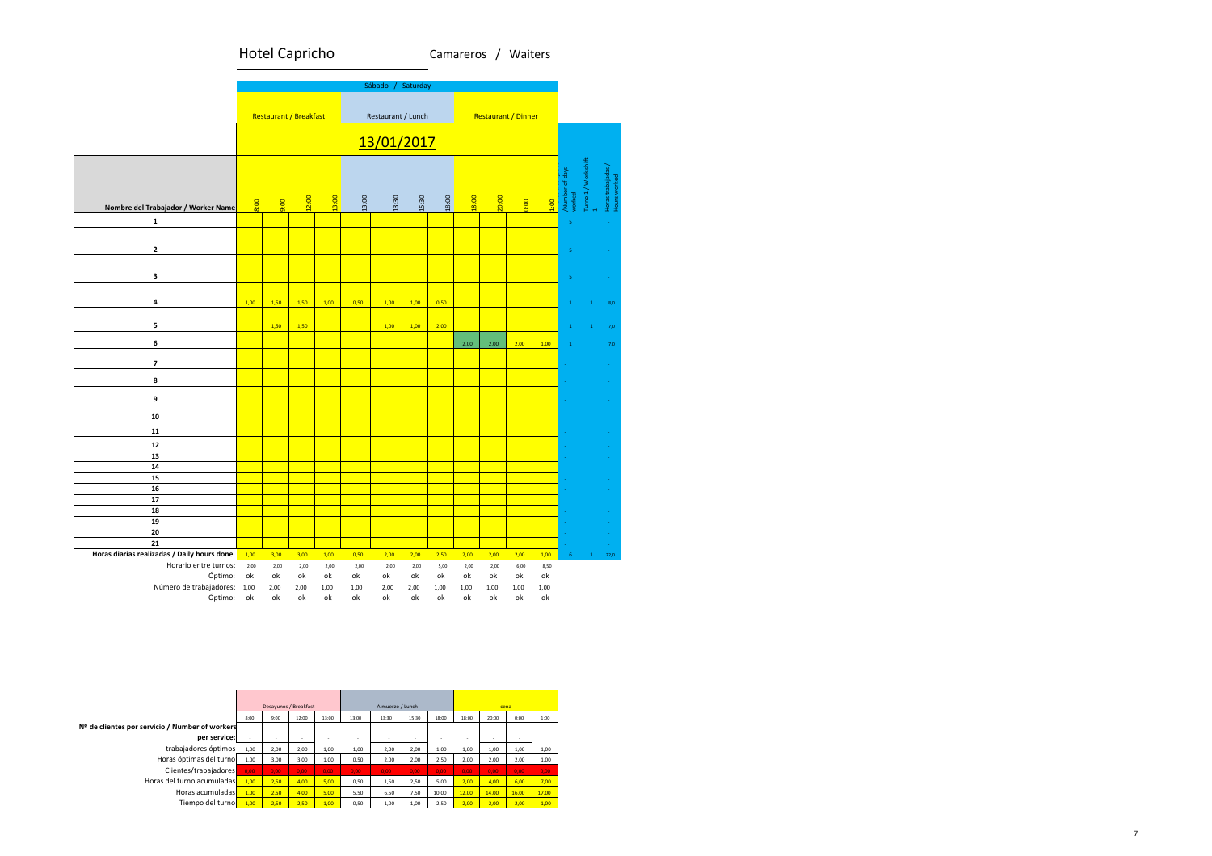# Hotel Capricho

Camareros / Waiters

| Nombre del Trabajador / Worker Name | Sábado / Saturday — Restaurant / Breakfast — 13/01/2017 — 8:00 | 9:00 | 12:00 | 13:00 | Restaurant / Lunch — 13:00 | 13:30 | 15:30 | 18:00 | Restaurant / Dinner — 18:00 | 20:00 | 0:00 | 1:00 | Number of days worked | Turno 1 / Work shift 1 | Horas trabajadas / Hours worked |
|---|---|---|---|---|---|---|---|---|---|---|---|---|---|---|---|
| 1 | | | | | | | | | | | | | 5 | | - |
| 2 | | | | | | | | | | | | | 5 | | - |
| 3 | | | | | | | | | | | | | 5 | | - |
| 4 | 1,00 | 1,50 | 1,50 | 1,00 | 0,50 | 1,00 | 1,00 | 0,50 | | | | | 1 | 1 | 8,0 |
| 5 | | 1,50 | 1,50 | | | 1,00 | 1,00 | 2,00 | | | | | 1 | 1 | 7,0 |
| 6 | | | | | | | | | 2,00 | 2,00 | 2,00 | 1,00 | 1 | | 7,0 |
| 7 | | | | | | | | | | | | | - | | - |
| 8 | | | | | | | | | | | | | - | | - |
| 9 | | | | | | | | | | | | | - | | - |
| 10 | | | | | | | | | | | | | - | | - |
| 11 | | | | | | | | | | | | | - | | - |
| 12 | | | | | | | | | | | | | - | | - |
| 13 | | | | | | | | | | | | | - | | - |
| 14 | | | | | | | | | | | | | - | | - |
| 15 | | | | | | | | | | | | | - | | - |
| 16 | | | | | | | | | | | | | - | | - |
| 17 | | | | | | | | | | | | | - | | - |
| 18 | | | | | | | | | | | | | - | | - |
| 19 | | | | | | | | | | | | | - | | - |
| 20 | | | | | | | | | | | | | - | | - |
| 21 | | | | | | | | | | | | | - | | - |
| Horas diarias realizadas / Daily hours done | 1,00 | 3,00 | 3,00 | 1,00 | 0,50 | 2,00 | 2,00 | 2,50 | 2,00 | 2,00 | 2,00 | 1,00 | 6 | 1 | 22,0 |
| Horario entre turnos: | 2,00 | 2,00 | 2,00 | 2,00 | 2,00 | 2,00 | 2,00 | 5,00 | 2,00 | 2,00 | 6,00 | 8,50 | | | |
| Óptimo: | ok | ok | ok | ok | ok | ok | ok | ok | ok | ok | ok | ok | | | |
| Número de trabajadores: | 1,00 | 2,00 | 2,00 | 1,00 | 1,00 | 2,00 | 2,00 | 1,00 | 1,00 | 1,00 | 1,00 | 1,00 | | | |
| Óptimo: | ok | ok | ok | ok | ok | ok | ok | ok | ok | ok | ok | ok | | | |

| | Desayunos / Breakfast — 8:00 | 9:00 | 12:00 | 13:00 | Almuerzo / Lunch — 13:00 | 13:30 | 15:30 | 18:00 | cena — 18:00 | 20:00 | 0:00 | 1:00 |
|---|---|---|---|---|---|---|---|---|---|---|---|---|
| Nº de clientes por servicio / Number of workers per service: | - | - | - | - | - | - | - | - | - | - | - | |
| trabajadores óptimos | 1,00 | 2,00 | 2,00 | 1,00 | 1,00 | 2,00 | 2,00 | 1,00 | 1,00 | 1,00 | 1,00 | 1,00 |
| Horas óptimas del turno | 1,00 | 3,00 | 3,00 | 1,00 | 0,50 | 2,00 | 2,00 | 2,50 | 2,00 | 2,00 | 2,00 | 1,00 |
| Clientes/trabajadores | 0,00 | 0,00 | 0,00 | 0,00 | 0,00 | 0,00 | 0,00 | 0,00 | 0,00 | 0,00 | 0,00 | 0,00 |
| Horas del turno acumuladas | 1,00 | 2,50 | 4,00 | 5,00 | 0,50 | 1,50 | 2,50 | 5,00 | 2,00 | 4,00 | 6,00 | 7,00 |
| Horas acumuladas | 1,00 | 2,50 | 4,00 | 5,00 | 5,50 | 6,50 | 7,50 | 10,00 | 12,00 | 14,00 | 16,00 | 17,00 |
| Tiempo del turno | 1,00 | 2,50 | 2,50 | 1,00 | 0,50 | 1,00 | 1,00 | 2,50 | 2,00 | 2,00 | 2,00 | 1,00 |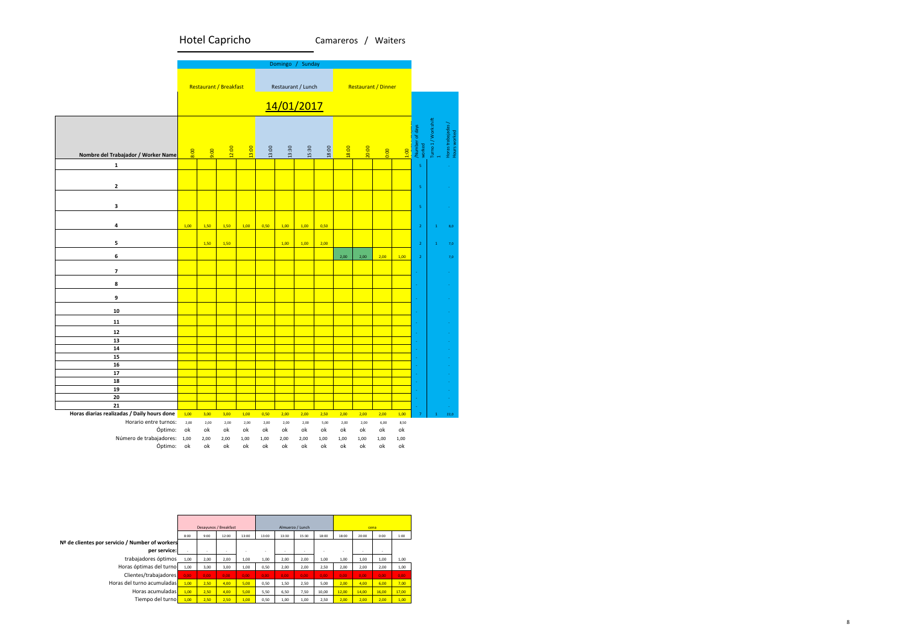# Hotel Capricho

Camareros / Waiters

| | Domingo / Sunday | | | | | | | | | | | | | | |
|---|---|---|---|---|---|---|---|---|---|---|---|---|---|---|---|
| | Restaurant / Breakfast | | | | Restaurant / Lunch | | | | Restaurant / Dinner | | | | | | |
| | 14/01/2017 | | | | | | | | | | | | | | |
| Nombre del Trabajador / Worker Name | 8:00 | 9:00 | 12:00 | 13:00 | 13:00 | 13:30 | 15:30 | 18:00 | 18:00 | 20:00 | 0:00 | 1:00 | /Number of days worked | Turno 1 / Workshift 1 | Horas trabajadas / Hours worked |
| 1 | | | | | | | | | | | | | 5 | | - |
| 2 | | | | | | | | | | | | | 5 | | - |
| 3 | | | | | | | | | | | | | 5 | | - |
| 4 | 1,00 | 1,50 | 1,50 | 1,00 | 0,50 | 1,00 | 1,00 | 0,50 | | | | | 2 | 1 | 8,0 |
| 5 | | 1,50 | 1,50 | | | 1,00 | 1,00 | 2,00 | | | | | 2 | 1 | 7,0 |
| 6 | | | | | | | | | 2,00 | 2,00 | 2,00 | 1,00 | 2 | | 7,0 |
| 7 | | | | | | | | | | | | | - | | - |
| 8 | | | | | | | | | | | | | - | | - |
| 9 | | | | | | | | | | | | | - | | - |
| 10 | | | | | | | | | | | | | - | | - |
| 11 | | | | | | | | | | | | | - | | - |
| 12 | | | | | | | | | | | | | - | | - |
| 13 | | | | | | | | | | | | | - | | - |
| 14 | | | | | | | | | | | | | - | | - |
| 15 | | | | | | | | | | | | | - | | - |
| 16 | | | | | | | | | | | | | - | | - |
| 17 | | | | | | | | | | | | | - | | - |
| 18 | | | | | | | | | | | | | - | | - |
| 19 | | | | | | | | | | | | | - | | - |
| 20 | | | | | | | | | | | | | - | | - |
| 21 | | | | | | | | | | | | | - | | - |
| Horas diarias realizadas / Daily hours done | 1,00 | 3,00 | 3,00 | 1,00 | 0,50 | 2,00 | 2,00 | 2,50 | 2,00 | 2,00 | 2,00 | 1,00 | 7 | 1 | 22,0 |
| Horario entre turnos: | 2,00 | 2,00 | 2,00 | 2,00 | 2,00 | 2,00 | 2,00 | 5,00 | 2,00 | 2,00 | 6,00 | 8,50 | | | |
| Óptimo: | ok | ok | ok | ok | ok | ok | ok | ok | ok | ok | ok | ok | | | |
| Número de trabajadores: | 1,00 | 2,00 | 2,00 | 1,00 | 1,00 | 2,00 | 2,00 | 1,00 | 1,00 | 1,00 | 1,00 | 1,00 | | | |
| Óptimo: | ok | ok | ok | ok | ok | ok | ok | ok | ok | ok | ok | ok | | | |

| | Desayunos / Breakfast | | | | Almuerzo / Lunch | | | | cena | | | |
|---|---|---|---|---|---|---|---|---|---|---|---|---|
| | 8:00 | 9:00 | 12:00 | 13:00 | 13:00 | 13:30 | 15:30 | 18:00 | 18:00 | 20:00 | 0:00 | 1:00 |
| Nº de clientes por servicio / Number of workers per service: | - | - | - | - | - | - | - | - | - | - | - | |
| trabajadores óptimos | 1,00 | 2,00 | 2,00 | 1,00 | 1,00 | 2,00 | 2,00 | 1,00 | 1,00 | 1,00 | 1,00 | 1,00 |
| Horas óptimas del turno | 1,00 | 3,00 | 3,00 | 1,00 | 0,50 | 2,00 | 2,00 | 2,50 | 2,00 | 2,00 | 2,00 | 1,00 |
| Clientes/trabajadores | 0,00 | 0,00 | 0,00 | 0,00 | 0,00 | 0,00 | 0,00 | 0,00 | 0,00 | 0,00 | 0,00 | 0,00 |
| Horas del turno acumuladas | 1,00 | 2,50 | 4,00 | 5,00 | 0,50 | 1,50 | 2,50 | 5,00 | 2,00 | 4,00 | 6,00 | 7,00 |
| Horas acumuladas | 1,00 | 2,50 | 4,00 | 5,00 | 5,50 | 6,50 | 7,50 | 10,00 | 12,00 | 14,00 | 16,00 | 17,00 |
| Tiempo del turno | 1,00 | 2,50 | 2,50 | 1,00 | 0,50 | 1,00 | 1,00 | 2,50 | 2,00 | 2,00 | 2,00 | 1,00 |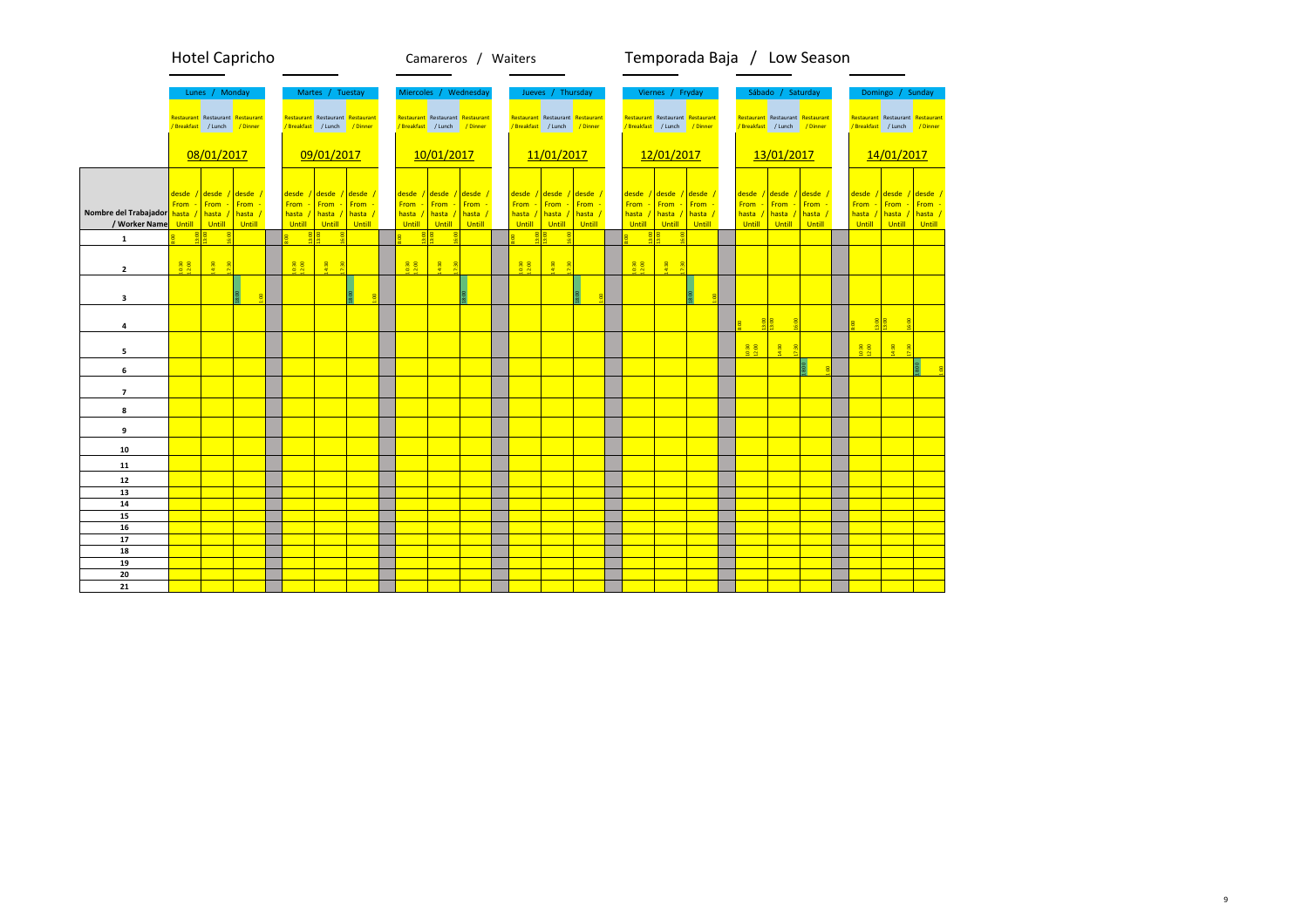# Hotel Capricho

## Camareros / Waiters

## Temporada Baja / Low Season

| Nombre del Trabajador / Worker Name | Lunes / Monday | | | Martes / Tuestay | | | Miercoles / Wednesday | | | Jueves / Thursday | | | Viernes / Fryday | | | Sábado / Saturday | | | Domingo / Sunday | | |
|---|---|---|---|---|---|---|---|---|---|---|---|---|---|---|---|---|---|---|---|---|---|
| | Restaurant / Breakfast | Restaurant / Lunch | Restaurant / Dinner | Restaurant / Breakfast | Restaurant / Lunch | Restaurant / Dinner | Restaurant / Breakfast | Restaurant / Lunch | Restaurant / Dinner | Restaurant / Breakfast | Restaurant / Lunch | Restaurant / Dinner | Restaurant / Breakfast | Restaurant / Lunch | Restaurant / Dinner | Restaurant / Breakfast | Restaurant / Lunch | Restaurant / Dinner | Restaurant / Breakfast | Restaurant / Lunch | Restaurant / Dinner |
| | 08/01/2017 | | | 09/01/2017 | | | 10/01/2017 | | | 11/01/2017 | | | 12/01/2017 | | | 13/01/2017 | | | 14/01/2017 | | |
| | desde / From - hasta / Untill | desde / From - hasta / Untill | desde / From - hasta / Untill | desde / From - hasta / Untill | desde / From - hasta / Untill | desde / From - hasta / Untill | desde / From - hasta / Untill | desde / From - hasta / Untill | desde / From - hasta / Untill | desde / From - hasta / Untill | desde / From - hasta / Untill | desde / From - hasta / Untill | desde / From - hasta / Untill | desde / From - hasta / Untill | desde / From - hasta / Untill | desde / From - hasta / Untill | desde / From - hasta / Untill | desde / From - hasta / Untill | desde / From - hasta / Untill | desde / From - hasta / Untill | desde / From - hasta / Untill |
| 1 | 8:00 13:00 | 13:00 16:00 | | 8:00 13:00 | 13:00 16:00 | | 8:00 13:00 | 13:00 16:00 | | 8:00 13:00 | 13:00 16:00 | | 8:00 13:00 | 13:00 16:00 | | | | | | | |
| 2 | 10:30 12:00 | 14:30 17:30 | | 10:30 12:00 | 14:30 17:30 | | 10:30 12:00 | 14:30 17:30 | | 10:30 12:00 | 14:30 17:30 | | 10:30 12:00 | 14:30 17:30 | | | | | | | |
| 3 | | | 18:00 1:00 | | | 18:00 1:00 | | | 18:00 | | | 18:00 1:00 | | | 18:00 1:00 | | | | | | |
| 4 | | | | | | | | | | | | | | | | 8:00 13:00 | 13:00 16:00 | | 8:00 13:00 | 13:00 16:00 | |
| 5 | | | | | | | | | | | | | | | | 10:30 12:00 | 14:30 17:30 | | 10:30 12:00 | 14:30 17:30 | |
| 6 | | | | | | | | | | | | | | | | | | 18:00 1:00 | | | 18:00 1:00 |
| 7 | | | | | | | | | | | | | | | | | | | | | |
| 8 | | | | | | | | | | | | | | | | | | | | | |
| 9 | | | | | | | | | | | | | | | | | | | | | |
| 10 | | | | | | | | | | | | | | | | | | | | | |
| 11 | | | | | | | | | | | | | | | | | | | | | |
| 12 | | | | | | | | | | | | | | | | | | | | | |
| 13 | | | | | | | | | | | | | | | | | | | | | |
| 14 | | | | | | | | | | | | | | | | | | | | | |
| 15 | | | | | | | | | | | | | | | | | | | | | |
| 16 | | | | | | | | | | | | | | | | | | | | | |
| 17 | | | | | | | | | | | | | | | | | | | | | |
| 18 | | | | | | | | | | | | | | | | | | | | | |
| 19 | | | | | | | | | | | | | | | | | | | | | |
| 20 | | | | | | | | | | | | | | | | | | | | | |
| 21 | | | | | | | | | | | | | | | | | | | | | |